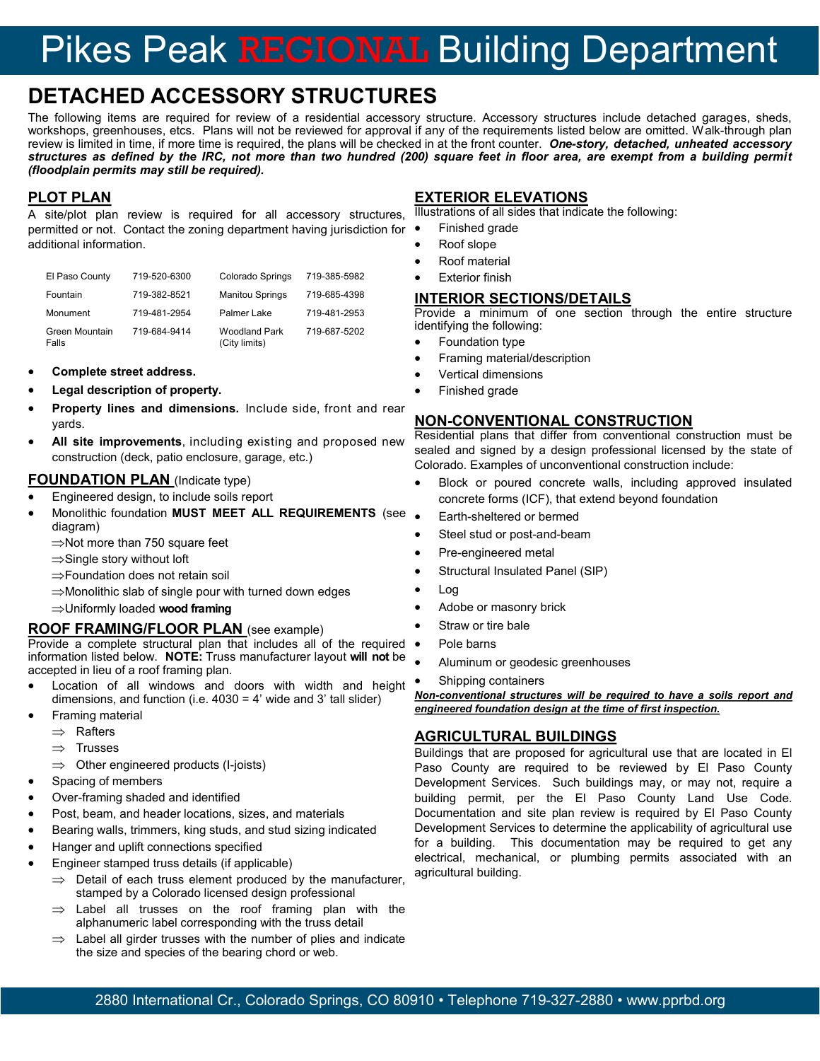# Pikes Peak REGIONAL Building Department

## DETACHED ACCESSORY STRUCTURES

The following items are required for review of a residential accessory structure. Accessory structures include detached garages, sheds, workshops, greenhouses, etcs. Plans will not be reviewed for approval if any of the requirements listed below are omitted. Walk-through plan review is limited in time, if more time is required, the plans will be checked in at the front counter. ***One-story, detached, unheated accessory structures as defined by the IRC, not more than two hundred (200) square feet in floor area, are exempt from a building permit (floodplain permits may still be required).***

### PLOT PLAN

A site/plot plan review is required for all accessory structures, permitted or not. Contact the zoning department having jurisdiction for additional information.

| | | | |
|---|---|---|---|
| El Paso County | 719-520-6300 | Colorado Springs | 719-385-5982 |
| Fountain | 719-382-8521 | Manitou Springs | 719-685-4398 |
| Monument | 719-481-2954 | Palmer Lake | 719-481-2953 |
| Green Mountain Falls | 719-684-9414 | Woodland Park (City limits) | 719-687-5202 |

- **Complete street address.**
- **Legal description of property.**
- **Property lines and dimensions.** Include side, front and rear yards.
- **All site improvements**, including existing and proposed new construction (deck, patio enclosure, garage, etc.)

### FOUNDATION PLAN (Indicate type)

- Engineered design, to include soils report
- Monolithic foundation **MUST MEET ALL REQUIREMENTS** (see diagram)
  - ⇒Not more than 750 square feet
  - ⇒Single story without loft
  - ⇒Foundation does not retain soil
  - ⇒Monolithic slab of single pour with turned down edges
  - ⇒Uniformly loaded **wood framing**

### ROOF FRAMING/FLOOR PLAN (see example)

Provide a complete structural plan that includes all of the required information listed below. **NOTE:** Truss manufacturer layout **will not** be accepted in lieu of a roof framing plan.

- Location of all windows and doors with width and height dimensions, and function (i.e. 4030 = 4' wide and 3' tall slider)
- Framing material
  - ⇒ Rafters
  - ⇒ Trusses
  - ⇒ Other engineered products (I-joists)
- Spacing of members
- Over-framing shaded and identified
- Post, beam, and header locations, sizes, and materials
- Bearing walls, trimmers, king studs, and stud sizing indicated
- Hanger and uplift connections specified
- Engineer stamped truss details (if applicable)
  - ⇒ Detail of each truss element produced by the manufacturer, stamped by a Colorado licensed design professional
  - ⇒ Label all trusses on the roof framing plan with the alphanumeric label corresponding with the truss detail
  - ⇒ Label all girder trusses with the number of plies and indicate the size and species of the bearing chord or web.

### EXTERIOR ELEVATIONS

Illustrations of all sides that indicate the following:

- Finished grade
- Roof slope
- Roof material
- Exterior finish

### INTERIOR SECTIONS/DETAILS

Provide a minimum of one section through the entire structure identifying the following:

- Foundation type
- Framing material/description
- Vertical dimensions
- Finished grade

### NON-CONVENTIONAL CONSTRUCTION

Residential plans that differ from conventional construction must be sealed and signed by a design professional licensed by the state of Colorado. Examples of unconventional construction include:

- Block or poured concrete walls, including approved insulated concrete forms (ICF), that extend beyond foundation
- Earth-sheltered or bermed
- Steel stud or post-and-beam
- Pre-engineered metal
- Structural Insulated Panel (SIP)
- Log
- Adobe or masonry brick
- Straw or tire bale
- Pole barns
- Aluminum or geodesic greenhouses
- Shipping containers

***Non-conventional structures will be required to have a soils report and engineered foundation design at the time of first inspection.***

### AGRICULTURAL BUILDINGS

Buildings that are proposed for agricultural use that are located in El Paso County are required to be reviewed by El Paso County Development Services. Such buildings may, or may not, require a building permit, per the El Paso County Land Use Code. Documentation and site plan review is required by El Paso County Development Services to determine the applicability of agricultural use for a building. This documentation may be required to get any electrical, mechanical, or plumbing permits associated with an agricultural building.

2880 International Cr., Colorado Springs, CO 80910 • Telephone 719-327-2880 • www.pprbd.org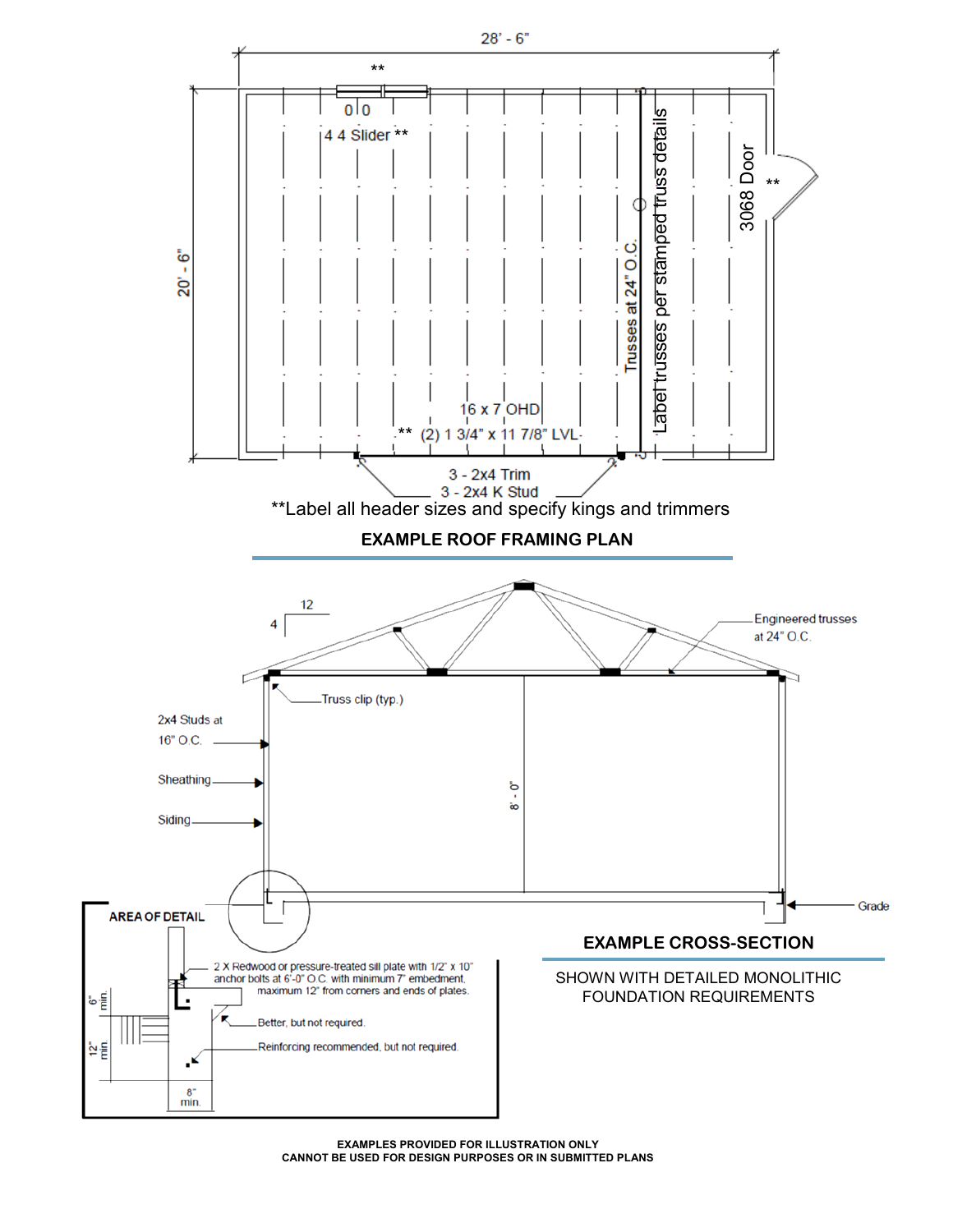28' - 6"

20' - 6"

4 4 Slider **

3068 Door **

Trusses at 24" O.C.

Label trusses per stamped truss details

16 x 7 OHD

** (2) 1 3/4" x 11 7/8" LVL

3 - 2x4 Trim

3 - 2x4 K Stud

**Label all header sizes and specify kings and trimmers

## EXAMPLE ROOF FRAMING PLAN

12

4

Engineered trusses at 24" O.C.

Truss clip (typ.)

2x4 Studs at 16" O.C.

Sheathing

Siding

8' - 0"

Grade

AREA OF DETAIL

2 X Redwood or pressure-treated sill plate with 1/2" x 10" anchor bolts at 6'-0" O.C. with minimum 7" embedment, maximum 12" from corners and ends of plates.

Better, but not required.

Reinforcing recommended, but not required.

6" min.

12" min.

8" min.

## EXAMPLE CROSS-SECTION

SHOWN WITH DETAILED MONOLITHIC FOUNDATION REQUIREMENTS

**EXAMPLES PROVIDED FOR ILLUSTRATION ONLY**
**CANNOT BE USED FOR DESIGN PURPOSES OR IN SUBMITTED PLANS**